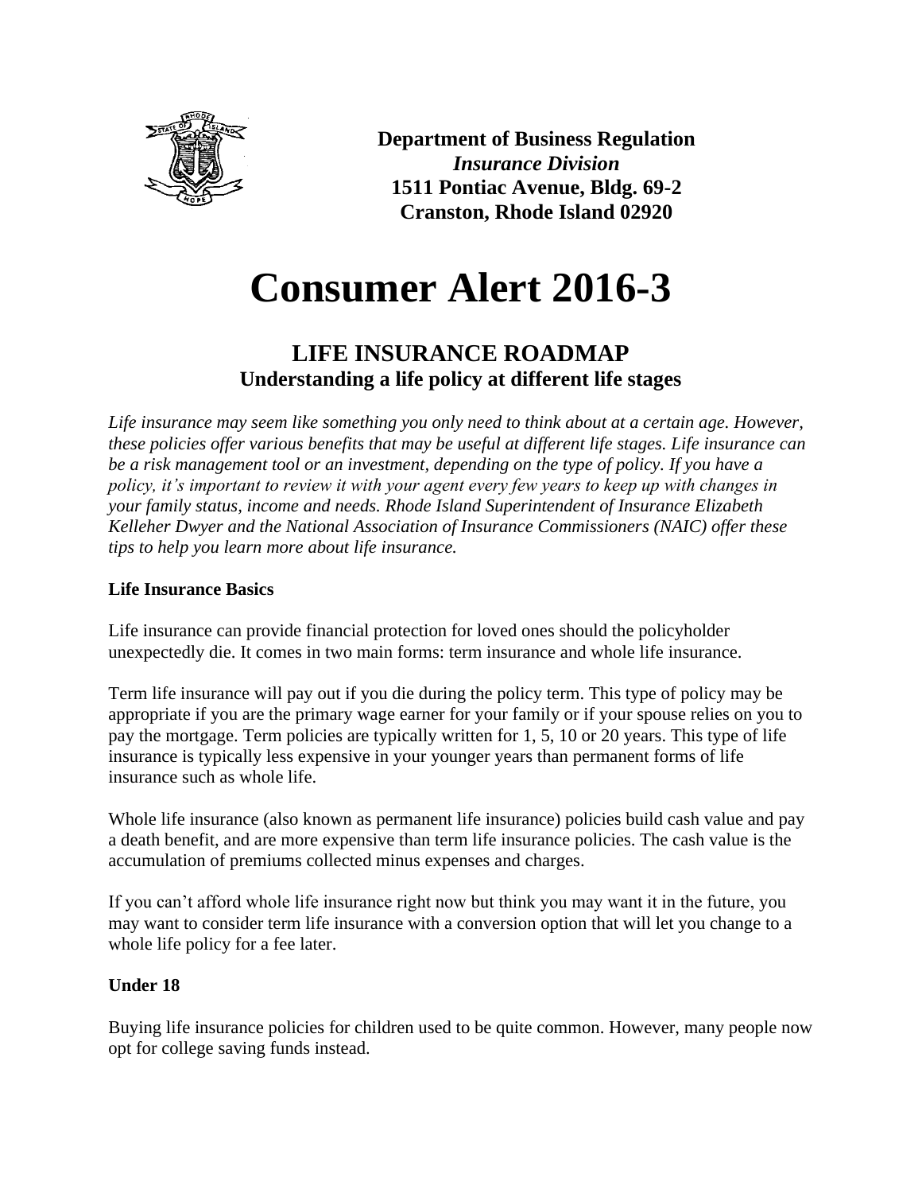**Department of Business Regulation**
***Insurance Division***
**1511 Pontiac Avenue, Bldg. 69-2**
**Cranston, Rhode Island 02920**

# Consumer Alert 2016-3

## LIFE INSURANCE ROADMAP
### Understanding a life policy at different life stages

*Life insurance may seem like something you only need to think about at a certain age. However, these policies offer various benefits that may be useful at different life stages. Life insurance can be a risk management tool or an investment, depending on the type of policy. If you have a policy, it's important to review it with your agent every few years to keep up with changes in your family status, income and needs. Rhode Island Superintendent of Insurance Elizabeth Kelleher Dwyer and the National Association of Insurance Commissioners (NAIC) offer these tips to help you learn more about life insurance.*

**Life Insurance Basics**

Life insurance can provide financial protection for loved ones should the policyholder unexpectedly die. It comes in two main forms: term insurance and whole life insurance.

Term life insurance will pay out if you die during the policy term. This type of policy may be appropriate if you are the primary wage earner for your family or if your spouse relies on you to pay the mortgage. Term policies are typically written for 1, 5, 10 or 20 years. This type of life insurance is typically less expensive in your younger years than permanent forms of life insurance such as whole life.

Whole life insurance (also known as permanent life insurance) policies build cash value and pay a death benefit, and are more expensive than term life insurance policies. The cash value is the accumulation of premiums collected minus expenses and charges.

If you can't afford whole life insurance right now but think you may want it in the future, you may want to consider term life insurance with a conversion option that will let you change to a whole life policy for a fee later.

**Under 18**

Buying life insurance policies for children used to be quite common. However, many people now opt for college saving funds instead.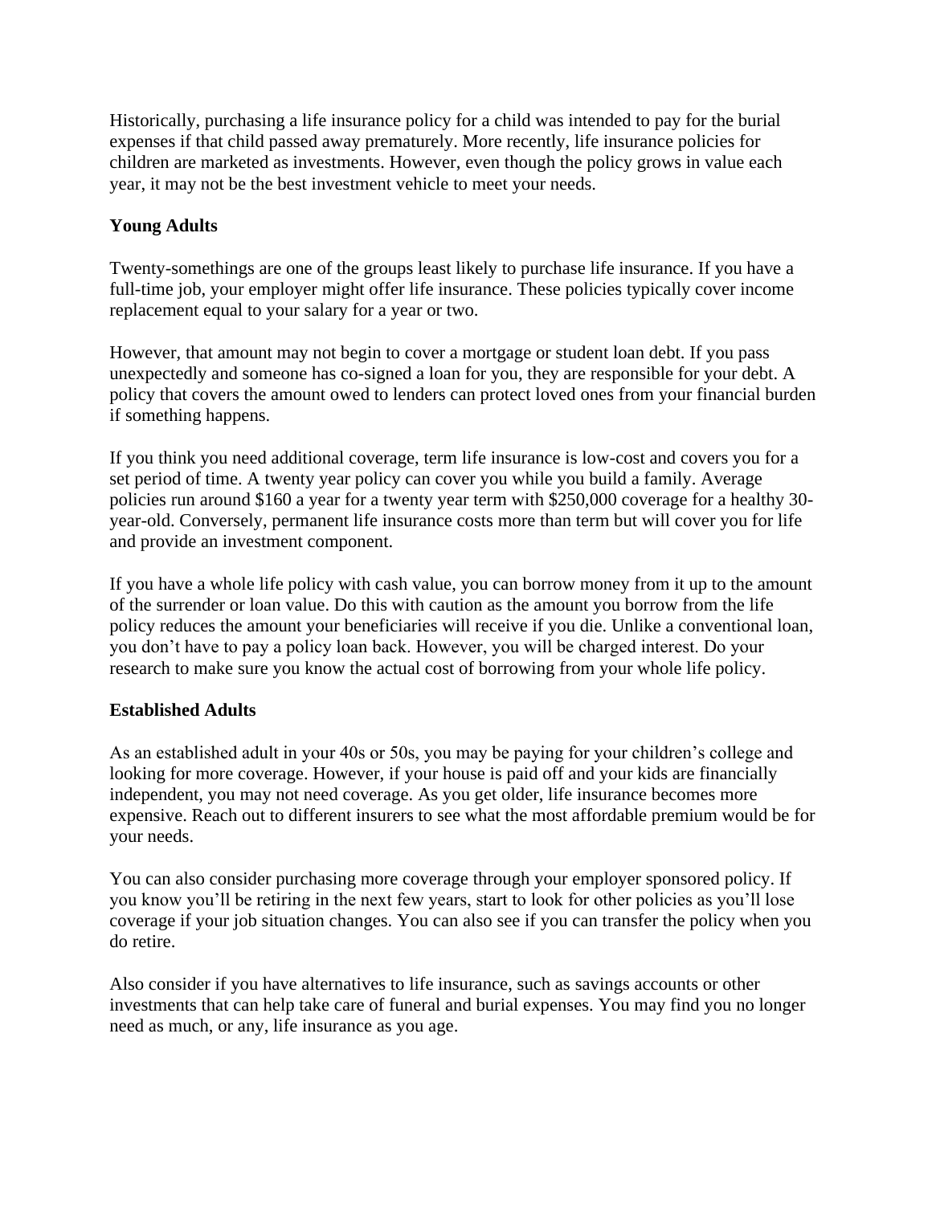Historically, purchasing a life insurance policy for a child was intended to pay for the burial expenses if that child passed away prematurely. More recently, life insurance policies for children are marketed as investments. However, even though the policy grows in value each year, it may not be the best investment vehicle to meet your needs.

**Young Adults**

Twenty-somethings are one of the groups least likely to purchase life insurance. If you have a full-time job, your employer might offer life insurance. These policies typically cover income replacement equal to your salary for a year or two.

However, that amount may not begin to cover a mortgage or student loan debt. If you pass unexpectedly and someone has co-signed a loan for you, they are responsible for your debt. A policy that covers the amount owed to lenders can protect loved ones from your financial burden if something happens.

If you think you need additional coverage, term life insurance is low-cost and covers you for a set period of time. A twenty year policy can cover you while you build a family. Average policies run around $160 a year for a twenty year term with $250,000 coverage for a healthy 30-year-old. Conversely, permanent life insurance costs more than term but will cover you for life and provide an investment component.

If you have a whole life policy with cash value, you can borrow money from it up to the amount of the surrender or loan value. Do this with caution as the amount you borrow from the life policy reduces the amount your beneficiaries will receive if you die. Unlike a conventional loan, you don't have to pay a policy loan back. However, you will be charged interest. Do your research to make sure you know the actual cost of borrowing from your whole life policy.

**Established Adults**

As an established adult in your 40s or 50s, you may be paying for your children's college and looking for more coverage. However, if your house is paid off and your kids are financially independent, you may not need coverage. As you get older, life insurance becomes more expensive. Reach out to different insurers to see what the most affordable premium would be for your needs.

You can also consider purchasing more coverage through your employer sponsored policy. If you know you'll be retiring in the next few years, start to look for other policies as you'll lose coverage if your job situation changes. You can also see if you can transfer the policy when you do retire.

Also consider if you have alternatives to life insurance, such as savings accounts or other investments that can help take care of funeral and burial expenses. You may find you no longer need as much, or any, life insurance as you age.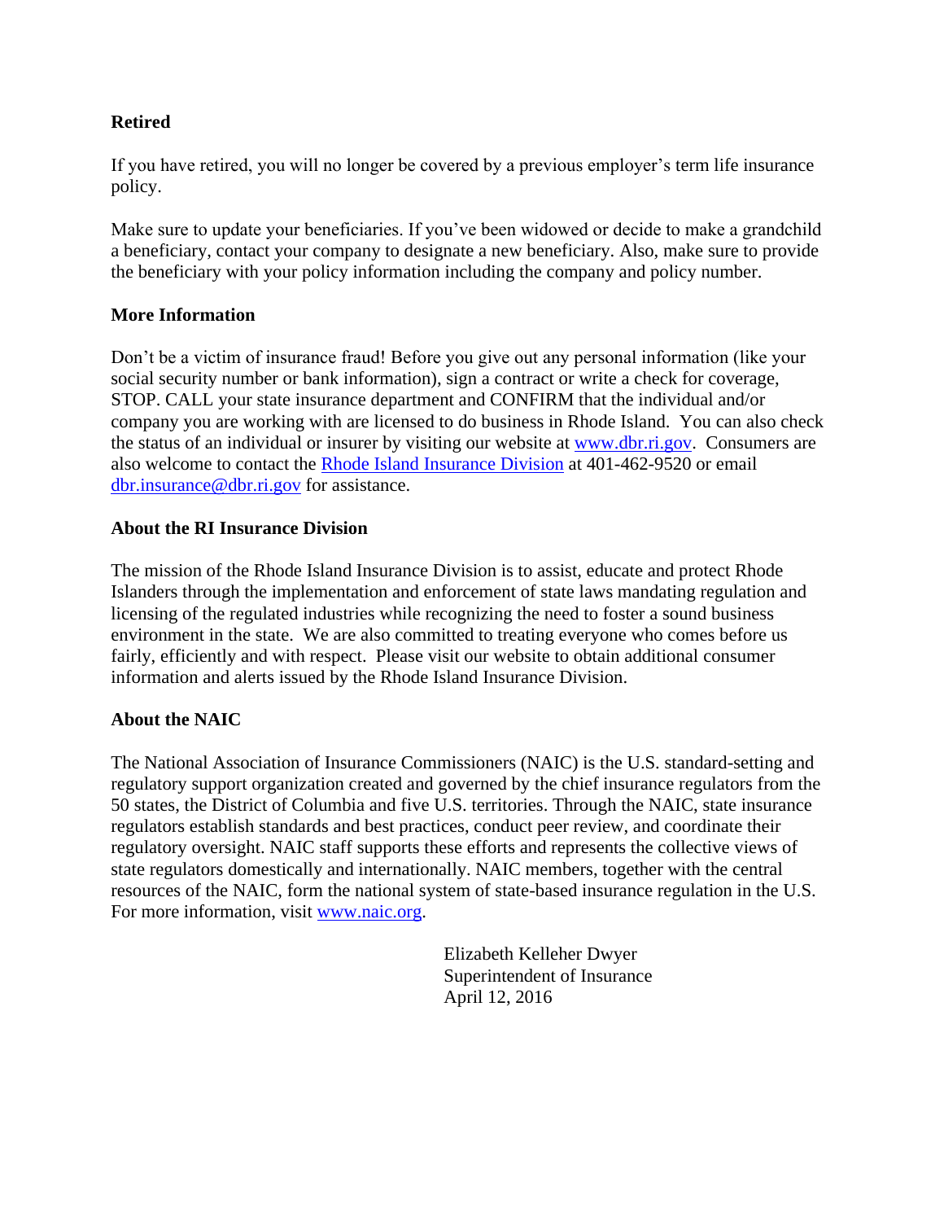**Retired**

If you have retired, you will no longer be covered by a previous employer's term life insurance policy.

Make sure to update your beneficiaries. If you've been widowed or decide to make a grandchild a beneficiary, contact your company to designate a new beneficiary. Also, make sure to provide the beneficiary with your policy information including the company and policy number.

**More Information**

Don't be a victim of insurance fraud! Before you give out any personal information (like your social security number or bank information), sign a contract or write a check for coverage, STOP. CALL your state insurance department and CONFIRM that the individual and/or company you are working with are licensed to do business in Rhode Island. You can also check the status of an individual or insurer by visiting our website at [www.dbr.ri.gov](www.dbr.ri.gov). Consumers are also welcome to contact the Rhode Island Insurance Division at 401-462-9520 or email dbr.insurance@dbr.ri.gov for assistance.

**About the RI Insurance Division**

The mission of the Rhode Island Insurance Division is to assist, educate and protect Rhode Islanders through the implementation and enforcement of state laws mandating regulation and licensing of the regulated industries while recognizing the need to foster a sound business environment in the state. We are also committed to treating everyone who comes before us fairly, efficiently and with respect. Please visit our website to obtain additional consumer information and alerts issued by the Rhode Island Insurance Division.

**About the NAIC**

The National Association of Insurance Commissioners (NAIC) is the U.S. standard-setting and regulatory support organization created and governed by the chief insurance regulators from the 50 states, the District of Columbia and five U.S. territories. Through the NAIC, state insurance regulators establish standards and best practices, conduct peer review, and coordinate their regulatory oversight. NAIC staff supports these efforts and represents the collective views of state regulators domestically and internationally. NAIC members, together with the central resources of the NAIC, form the national system of state-based insurance regulation in the U.S. For more information, visit [www.naic.org](www.naic.org).

Elizabeth Kelleher Dwyer
Superintendent of Insurance
April 12, 2016